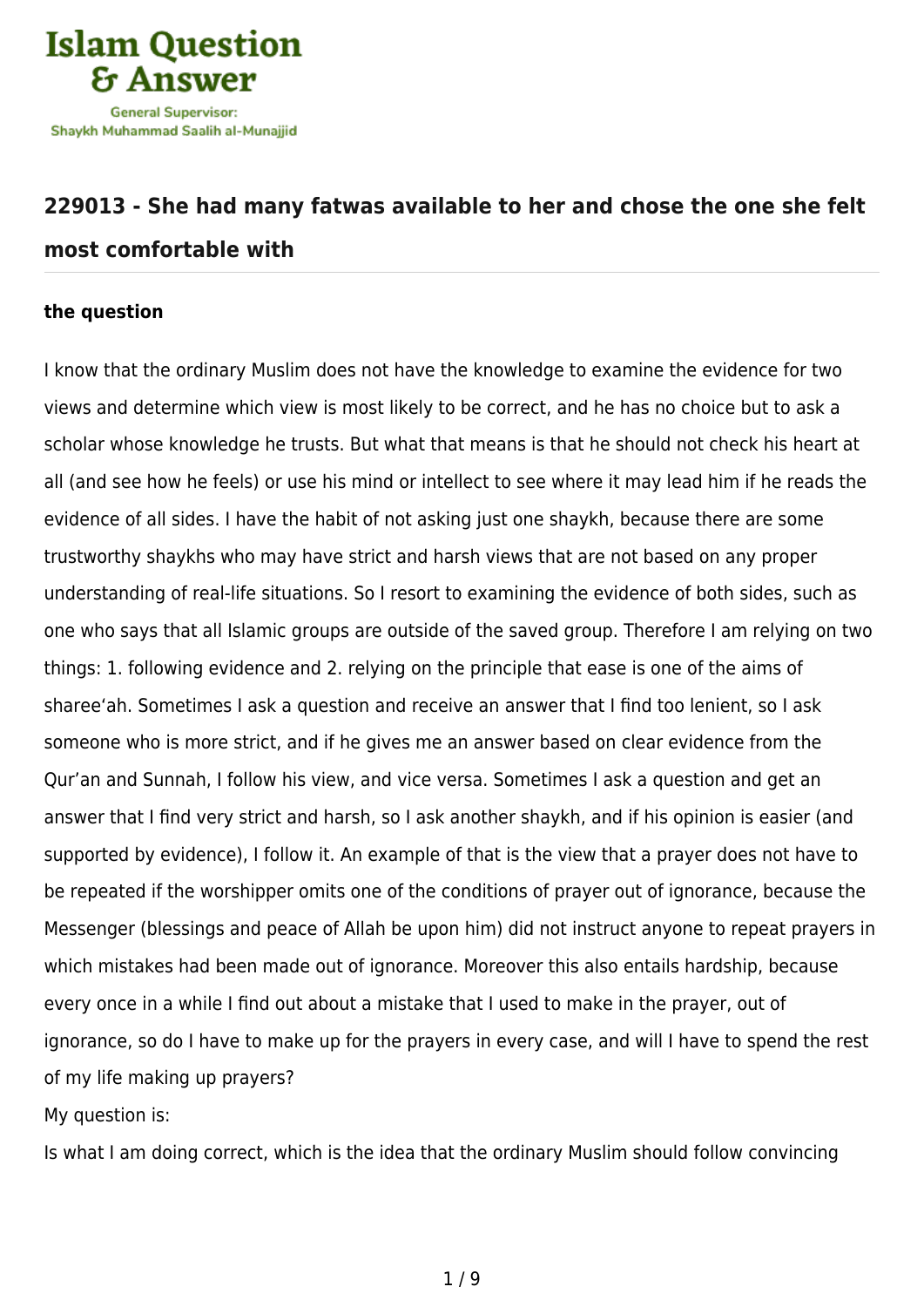# Islam Question & Answer

General Supervisor:
Shaykh Muhammad Saalih al-Munajjid

## 229013 - She had many fatwas available to her and chose the one she felt most comfortable with

### the question

I know that the ordinary Muslim does not have the knowledge to examine the evidence for two views and determine which view is most likely to be correct, and he has no choice but to ask a scholar whose knowledge he trusts. But what that means is that he should not check his heart at all (and see how he feels) or use his mind or intellect to see where it may lead him if he reads the evidence of all sides. I have the habit of not asking just one shaykh, because there are some trustworthy shaykhs who may have strict and harsh views that are not based on any proper understanding of real-life situations. So I resort to examining the evidence of both sides, such as one who says that all Islamic groups are outside of the saved group. Therefore I am relying on two things: 1. following evidence and 2. relying on the principle that ease is one of the aims of sharee'ah. Sometimes I ask a question and receive an answer that I find too lenient, so I ask someone who is more strict, and if he gives me an answer based on clear evidence from the Qur'an and Sunnah, I follow his view, and vice versa. Sometimes I ask a question and get an answer that I find very strict and harsh, so I ask another shaykh, and if his opinion is easier (and supported by evidence), I follow it. An example of that is the view that a prayer does not have to be repeated if the worshipper omits one of the conditions of prayer out of ignorance, because the Messenger (blessings and peace of Allah be upon him) did not instruct anyone to repeat prayers in which mistakes had been made out of ignorance. Moreover this also entails hardship, because every once in a while I find out about a mistake that I used to make in the prayer, out of ignorance, so do I have to make up for the prayers in every case, and will I have to spend the rest of my life making up prayers?

My question is:

Is what I am doing correct, which is the idea that the ordinary Muslim should follow convincing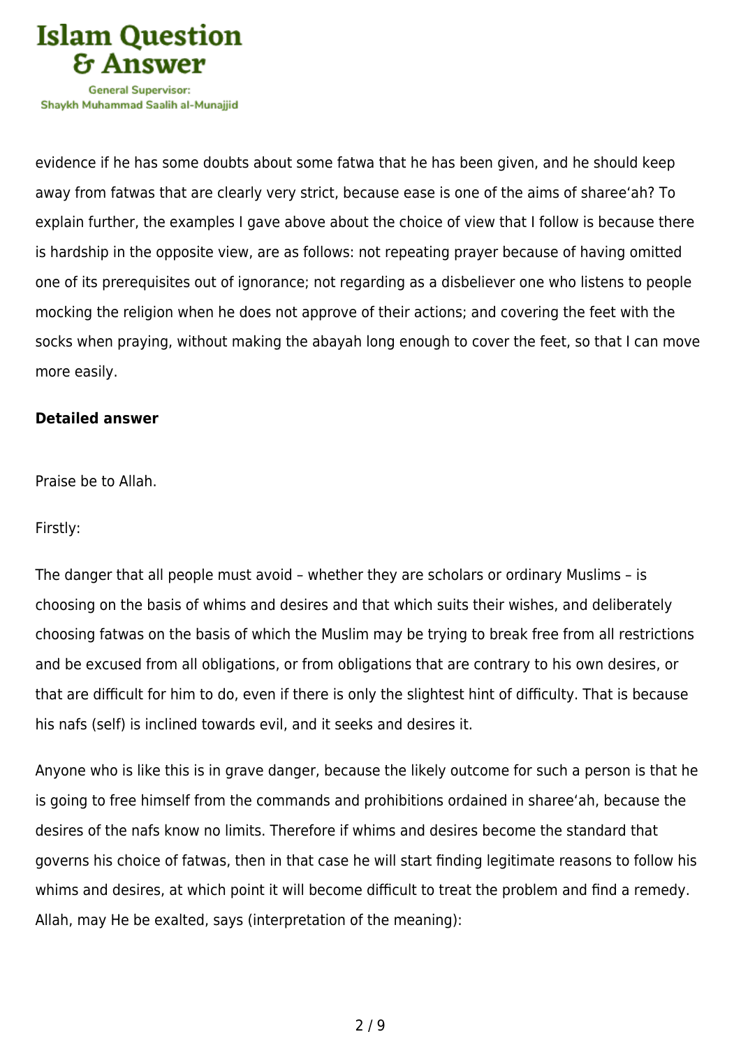evidence if he has some doubts about some fatwa that he has been given, and he should keep away from fatwas that are clearly very strict, because ease is one of the aims of sharee'ah? To explain further, the examples I gave above about the choice of view that I follow is because there is hardship in the opposite view, are as follows: not repeating prayer because of having omitted one of its prerequisites out of ignorance; not regarding as a disbeliever one who listens to people mocking the religion when he does not approve of their actions; and covering the feet with the socks when praying, without making the abayah long enough to cover the feet, so that I can move more easily.

**Detailed answer**

Praise be to Allah.

Firstly:

The danger that all people must avoid – whether they are scholars or ordinary Muslims – is choosing on the basis of whims and desires and that which suits their wishes, and deliberately choosing fatwas on the basis of which the Muslim may be trying to break free from all restrictions and be excused from all obligations, or from obligations that are contrary to his own desires, or that are difficult for him to do, even if there is only the slightest hint of difficulty. That is because his nafs (self) is inclined towards evil, and it seeks and desires it.

Anyone who is like this is in grave danger, because the likely outcome for such a person is that he is going to free himself from the commands and prohibitions ordained in sharee'ah, because the desires of the nafs know no limits. Therefore if whims and desires become the standard that governs his choice of fatwas, then in that case he will start finding legitimate reasons to follow his whims and desires, at which point it will become difficult to treat the problem and find a remedy. Allah, may He be exalted, says (interpretation of the meaning):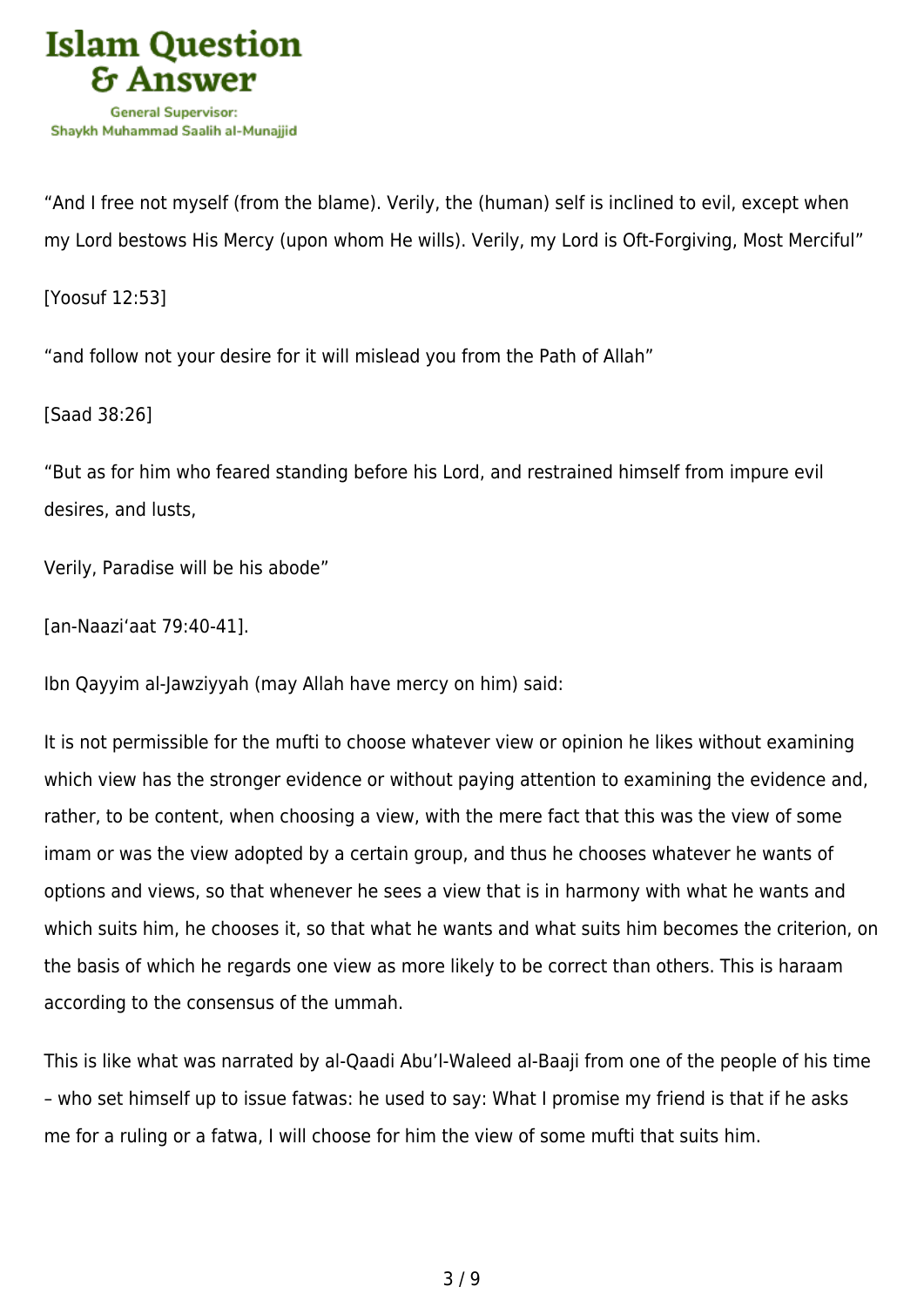"And I free not myself (from the blame). Verily, the (human) self is inclined to evil, except when my Lord bestows His Mercy (upon whom He wills). Verily, my Lord is Oft-Forgiving, Most Merciful"

[Yoosuf 12:53]

"and follow not your desire for it will mislead you from the Path of Allah"

[Saad 38:26]

"But as for him who feared standing before his Lord, and restrained himself from impure evil desires, and lusts,

Verily, Paradise will be his abode"

[an-Naazi'aat 79:40-41].

Ibn Qayyim al-Jawziyyah (may Allah have mercy on him) said:

It is not permissible for the mufti to choose whatever view or opinion he likes without examining which view has the stronger evidence or without paying attention to examining the evidence and, rather, to be content, when choosing a view, with the mere fact that this was the view of some imam or was the view adopted by a certain group, and thus he chooses whatever he wants of options and views, so that whenever he sees a view that is in harmony with what he wants and which suits him, he chooses it, so that what he wants and what suits him becomes the criterion, on the basis of which he regards one view as more likely to be correct than others. This is haraam according to the consensus of the ummah.

This is like what was narrated by al-Qaadi Abu'l-Waleed al-Baaji from one of the people of his time – who set himself up to issue fatwas: he used to say: What I promise my friend is that if he asks me for a ruling or a fatwa, I will choose for him the view of some mufti that suits him.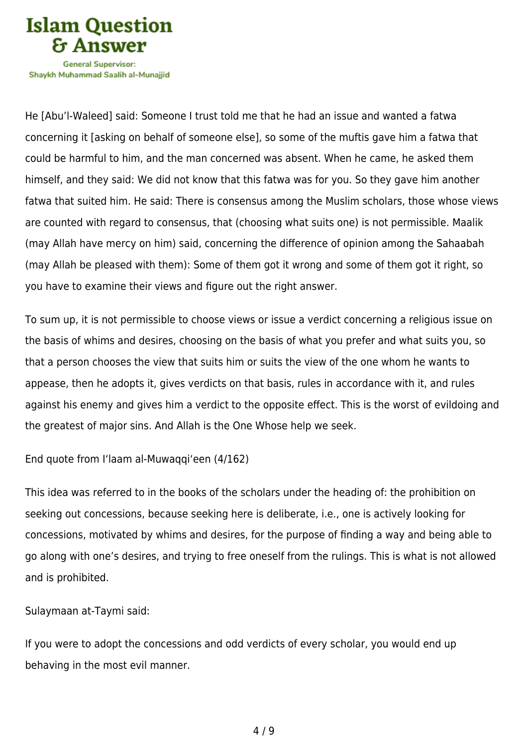He [Abu'l-Waleed] said: Someone I trust told me that he had an issue and wanted a fatwa concerning it [asking on behalf of someone else], so some of the muftis gave him a fatwa that could be harmful to him, and the man concerned was absent. When he came, he asked them himself, and they said: We did not know that this fatwa was for you. So they gave him another fatwa that suited him. He said: There is consensus among the Muslim scholars, those whose views are counted with regard to consensus, that (choosing what suits one) is not permissible. Maalik (may Allah have mercy on him) said, concerning the difference of opinion among the Sahaabah (may Allah be pleased with them): Some of them got it wrong and some of them got it right, so you have to examine their views and figure out the right answer.

To sum up, it is not permissible to choose views or issue a verdict concerning a religious issue on the basis of whims and desires, choosing on the basis of what you prefer and what suits you, so that a person chooses the view that suits him or suits the view of the one whom he wants to appease, then he adopts it, gives verdicts on that basis, rules in accordance with it, and rules against his enemy and gives him a verdict to the opposite effect. This is the worst of evildoing and the greatest of major sins. And Allah is the One Whose help we seek.

End quote from I'laam al-Muwaqqi'een (4/162)

This idea was referred to in the books of the scholars under the heading of: the prohibition on seeking out concessions, because seeking here is deliberate, i.e., one is actively looking for concessions, motivated by whims and desires, for the purpose of finding a way and being able to go along with one's desires, and trying to free oneself from the rulings. This is what is not allowed and is prohibited.

Sulaymaan at-Taymi said:

If you were to adopt the concessions and odd verdicts of every scholar, you would end up behaving in the most evil manner.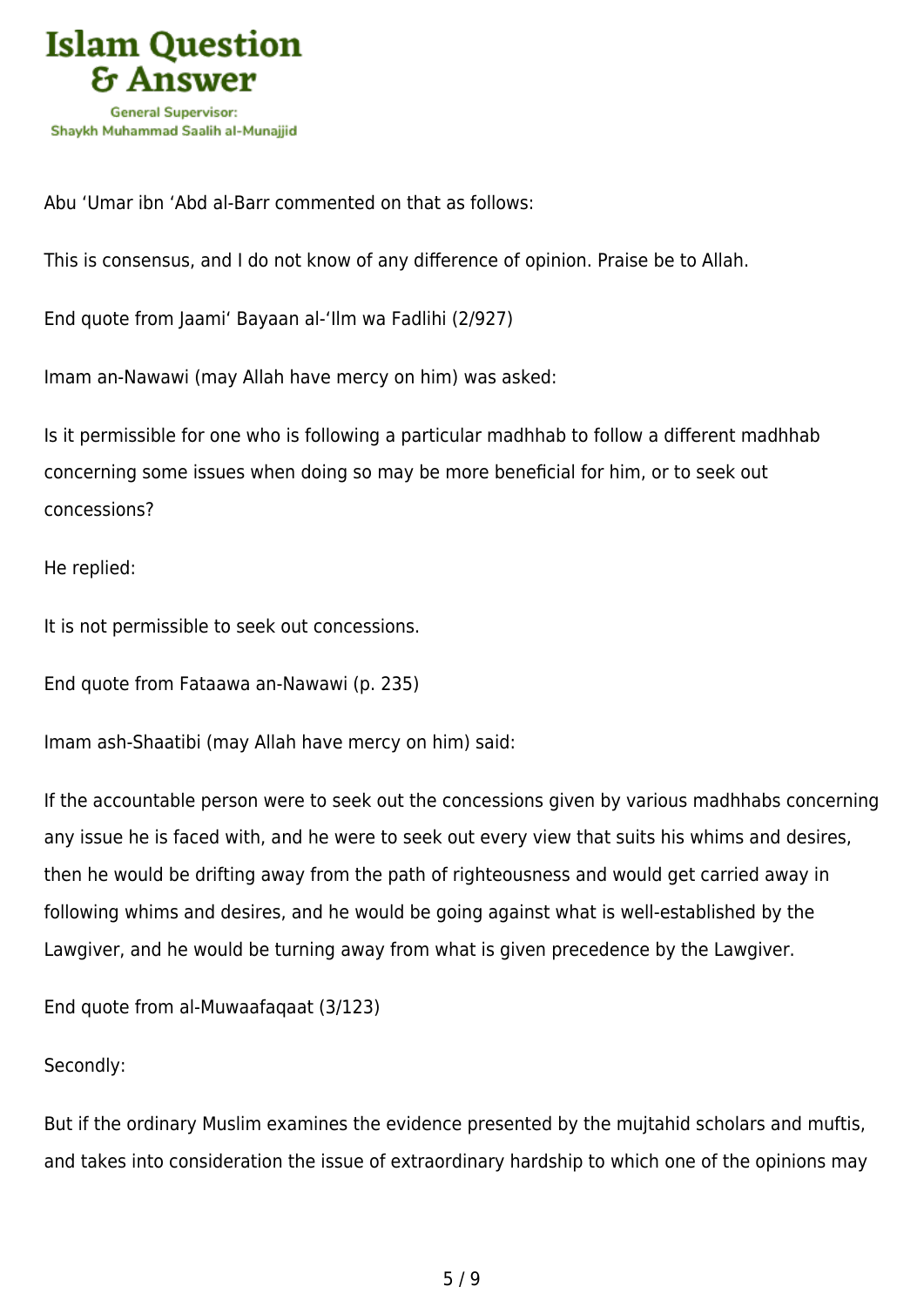Abu ‘Umar ibn ‘Abd al-Barr commented on that as follows:

This is consensus, and I do not know of any difference of opinion. Praise be to Allah.

End quote from Jaami‘ Bayaan al-‘Ilm wa Fadlihi (2/927)

Imam an-Nawawi (may Allah have mercy on him) was asked:

Is it permissible for one who is following a particular madhhab to follow a different madhhab concerning some issues when doing so may be more beneficial for him, or to seek out concessions?

He replied:

It is not permissible to seek out concessions.

End quote from Fataawa an-Nawawi (p. 235)

Imam ash-Shaatibi (may Allah have mercy on him) said:

If the accountable person were to seek out the concessions given by various madhhabs concerning any issue he is faced with, and he were to seek out every view that suits his whims and desires, then he would be drifting away from the path of righteousness and would get carried away in following whims and desires, and he would be going against what is well-established by the Lawgiver, and he would be turning away from what is given precedence by the Lawgiver.

End quote from al-Muwaafaqaat (3/123)

Secondly:

But if the ordinary Muslim examines the evidence presented by the mujtahid scholars and muftis, and takes into consideration the issue of extraordinary hardship to which one of the opinions may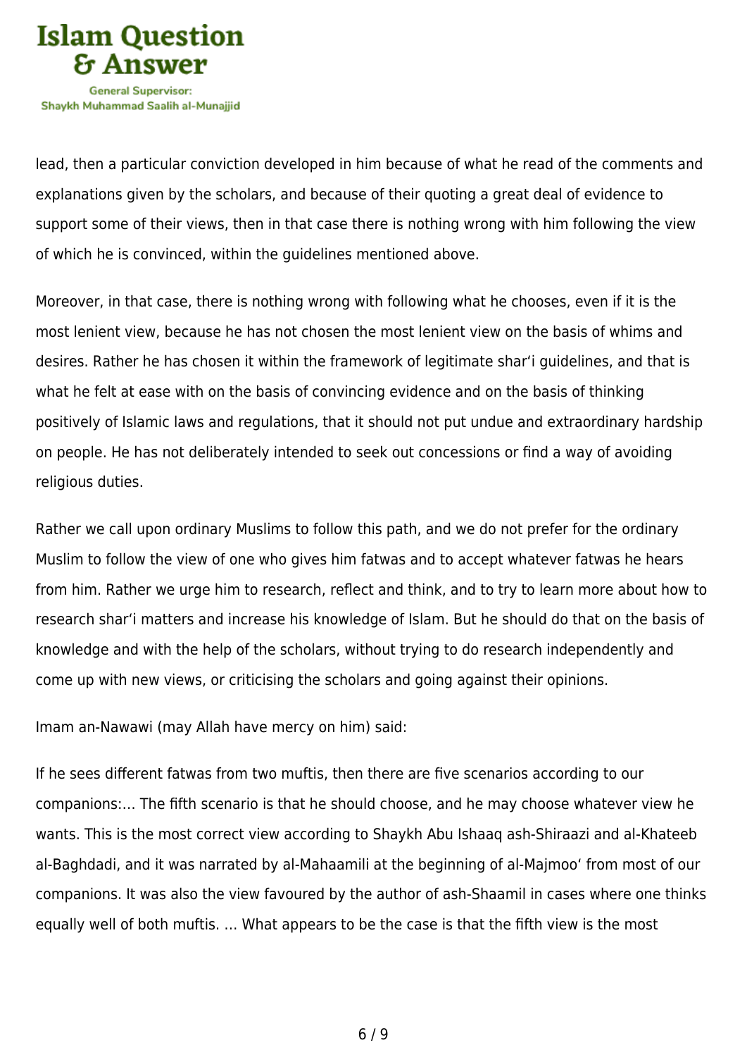lead, then a particular conviction developed in him because of what he read of the comments and explanations given by the scholars, and because of their quoting a great deal of evidence to support some of their views, then in that case there is nothing wrong with him following the view of which he is convinced, within the guidelines mentioned above.

Moreover, in that case, there is nothing wrong with following what he chooses, even if it is the most lenient view, because he has not chosen the most lenient view on the basis of whims and desires. Rather he has chosen it within the framework of legitimate shar'i guidelines, and that is what he felt at ease with on the basis of convincing evidence and on the basis of thinking positively of Islamic laws and regulations, that it should not put undue and extraordinary hardship on people. He has not deliberately intended to seek out concessions or find a way of avoiding religious duties.

Rather we call upon ordinary Muslims to follow this path, and we do not prefer for the ordinary Muslim to follow the view of one who gives him fatwas and to accept whatever fatwas he hears from him. Rather we urge him to research, reflect and think, and to try to learn more about how to research shar'i matters and increase his knowledge of Islam. But he should do that on the basis of knowledge and with the help of the scholars, without trying to do research independently and come up with new views, or criticising the scholars and going against their opinions.

Imam an-Nawawi (may Allah have mercy on him) said:

If he sees different fatwas from two muftis, then there are five scenarios according to our companions:… The fifth scenario is that he should choose, and he may choose whatever view he wants. This is the most correct view according to Shaykh Abu Ishaaq ash-Shiraazi and al-Khateeb al-Baghdadi, and it was narrated by al-Mahaamili at the beginning of al-Majmoo' from most of our companions. It was also the view favoured by the author of ash-Shaamil in cases where one thinks equally well of both muftis. … What appears to be the case is that the fifth view is the most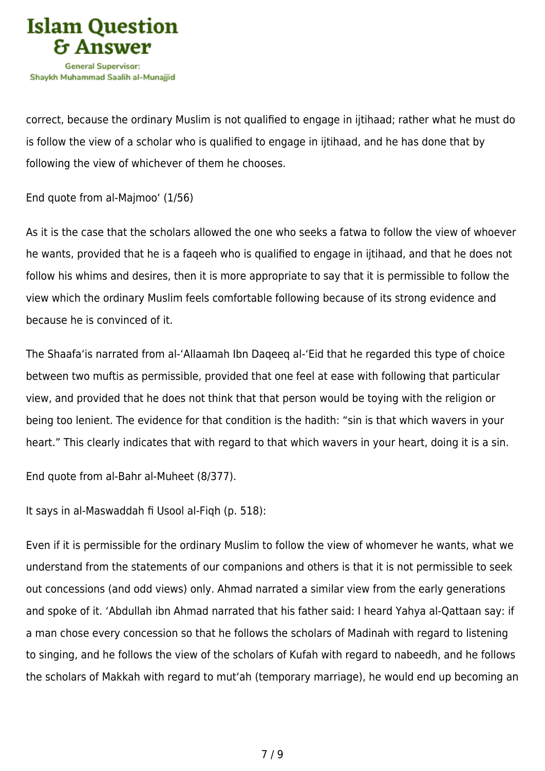correct, because the ordinary Muslim is not qualified to engage in ijtihaad; rather what he must do is follow the view of a scholar who is qualified to engage in ijtihaad, and he has done that by following the view of whichever of them he chooses.

End quote from al-Majmoo' (1/56)

As it is the case that the scholars allowed the one who seeks a fatwa to follow the view of whoever he wants, provided that he is a faqeeh who is qualified to engage in ijtihaad, and that he does not follow his whims and desires, then it is more appropriate to say that it is permissible to follow the view which the ordinary Muslim feels comfortable following because of its strong evidence and because he is convinced of it.

The Shaafa'is narrated from al-'Allaamah Ibn Daqeeq al-'Eid that he regarded this type of choice between two muftis as permissible, provided that one feel at ease with following that particular view, and provided that he does not think that that person would be toying with the religion or being too lenient. The evidence for that condition is the hadith: "sin is that which wavers in your heart." This clearly indicates that with regard to that which wavers in your heart, doing it is a sin.

End quote from al-Bahr al-Muheet (8/377).

It says in al-Maswaddah fi Usool al-Fiqh (p. 518):

Even if it is permissible for the ordinary Muslim to follow the view of whomever he wants, what we understand from the statements of our companions and others is that it is not permissible to seek out concessions (and odd views) only. Ahmad narrated a similar view from the early generations and spoke of it. 'Abdullah ibn Ahmad narrated that his father said: I heard Yahya al-Qattaan say: if a man chose every concession so that he follows the scholars of Madinah with regard to listening to singing, and he follows the view of the scholars of Kufah with regard to nabeedh, and he follows the scholars of Makkah with regard to mut'ah (temporary marriage), he would end up becoming an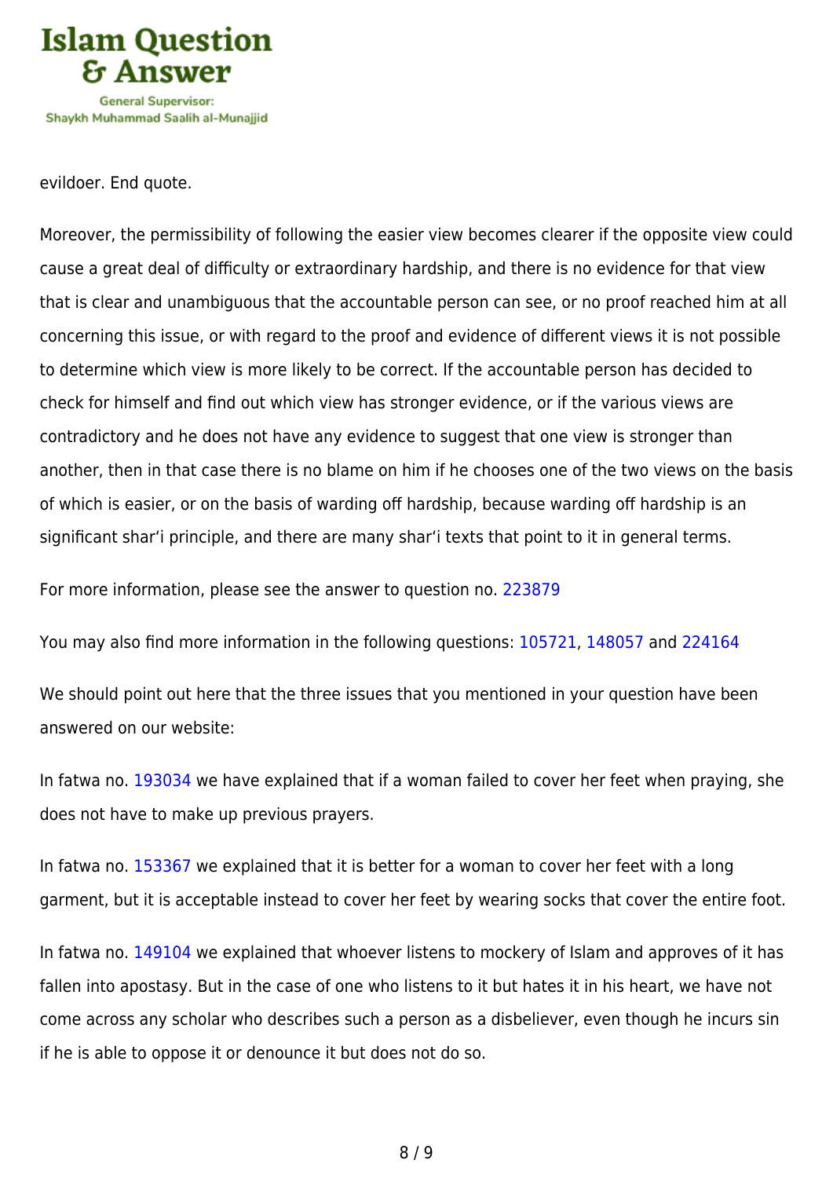evildoer. End quote.

Moreover, the permissibility of following the easier view becomes clearer if the opposite view could cause a great deal of difficulty or extraordinary hardship, and there is no evidence for that view that is clear and unambiguous that the accountable person can see, or no proof reached him at all concerning this issue, or with regard to the proof and evidence of different views it is not possible to determine which view is more likely to be correct. If the accountable person has decided to check for himself and find out which view has stronger evidence, or if the various views are contradictory and he does not have any evidence to suggest that one view is stronger than another, then in that case there is no blame on him if he chooses one of the two views on the basis of which is easier, or on the basis of warding off hardship, because warding off hardship is an significant shar'i principle, and there are many shar'i texts that point to it in general terms.

For more information, please see the answer to question no. 223879

You may also find more information in the following questions: 105721, 148057 and 224164

We should point out here that the three issues that you mentioned in your question have been answered on our website:

In fatwa no. 193034 we have explained that if a woman failed to cover her feet when praying, she does not have to make up previous prayers.

In fatwa no. 153367 we explained that it is better for a woman to cover her feet with a long garment, but it is acceptable instead to cover her feet by wearing socks that cover the entire foot.

In fatwa no. 149104 we explained that whoever listens to mockery of Islam and approves of it has fallen into apostasy. But in the case of one who listens to it but hates it in his heart, we have not come across any scholar who describes such a person as a disbeliever, even though he incurs sin if he is able to oppose it or denounce it but does not do so.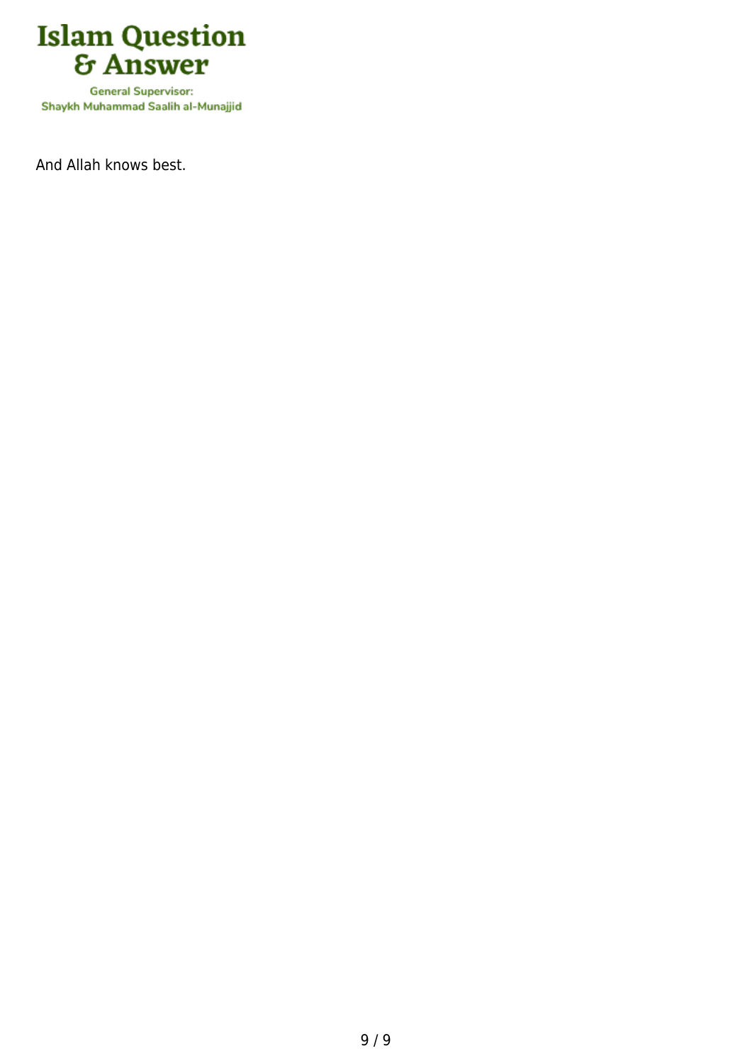And Allah knows best.